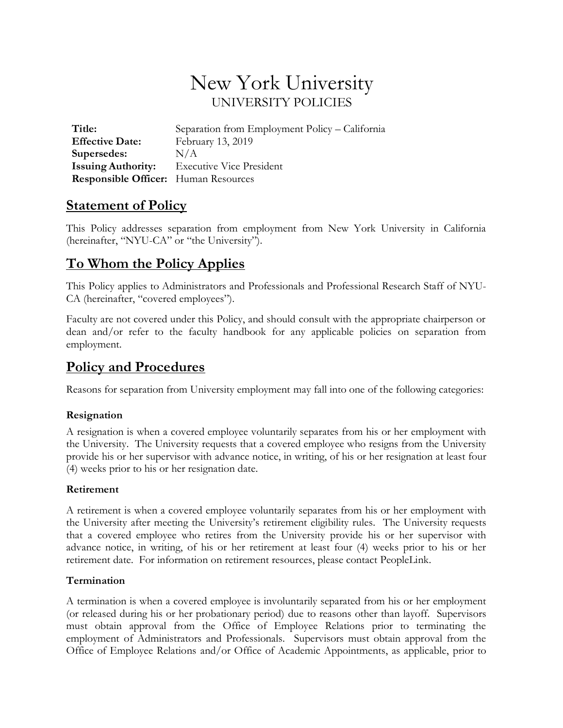# New York University

UNIVERSITY POLICIES

| | |
|---|---|
| **Title:** | Separation from Employment Policy – California |
| **Effective Date:** | February 13, 2019 |
| **Supersedes:** | N/A |
| **Issuing Authority:** | Executive Vice President |
| **Responsible Officer:** | Human Resources |

## Statement of Policy

This Policy addresses separation from employment from New York University in California (hereinafter, "NYU-CA" or "the University").

## To Whom the Policy Applies

This Policy applies to Administrators and Professionals and Professional Research Staff of NYU-CA (hereinafter, "covered employees").

Faculty are not covered under this Policy, and should consult with the appropriate chairperson or dean and/or refer to the faculty handbook for any applicable policies on separation from employment.

## Policy and Procedures

Reasons for separation from University employment may fall into one of the following categories:

### Resignation

A resignation is when a covered employee voluntarily separates from his or her employment with the University. The University requests that a covered employee who resigns from the University provide his or her supervisor with advance notice, in writing, of his or her resignation at least four (4) weeks prior to his or her resignation date.

### Retirement

A retirement is when a covered employee voluntarily separates from his or her employment with the University after meeting the University's retirement eligibility rules. The University requests that a covered employee who retires from the University provide his or her supervisor with advance notice, in writing, of his or her retirement at least four (4) weeks prior to his or her retirement date. For information on retirement resources, please contact PeopleLink.

### Termination

A termination is when a covered employee is involuntarily separated from his or her employment (or released during his or her probationary period) due to reasons other than layoff. Supervisors must obtain approval from the Office of Employee Relations prior to terminating the employment of Administrators and Professionals. Supervisors must obtain approval from the Office of Employee Relations and/or Office of Academic Appointments, as applicable, prior to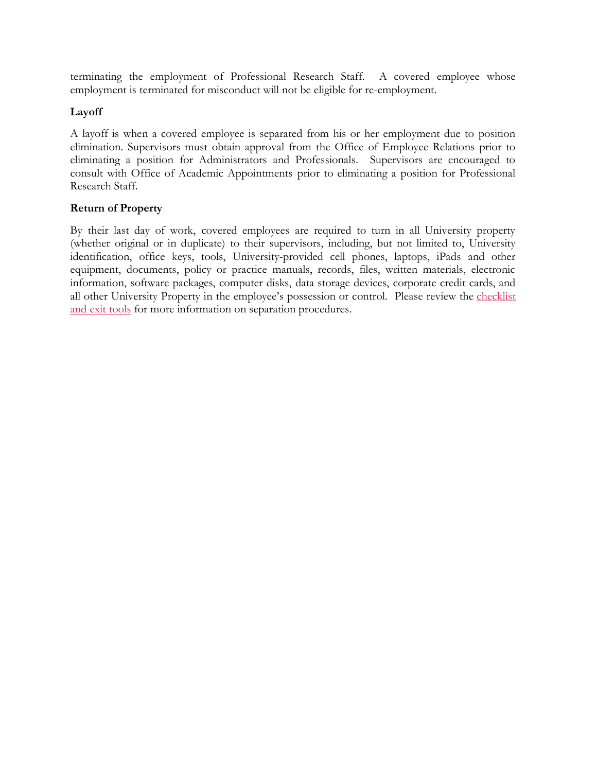terminating the employment of Professional Research Staff. A covered employee whose employment is terminated for misconduct will not be eligible for re-employment.

**Layoff**

A layoff is when a covered employee is separated from his or her employment due to position elimination. Supervisors must obtain approval from the Office of Employee Relations prior to eliminating a position for Administrators and Professionals. Supervisors are encouraged to consult with Office of Academic Appointments prior to eliminating a position for Professional Research Staff.

**Return of Property**

By their last day of work, covered employees are required to turn in all University property (whether original or in duplicate) to their supervisors, including, but not limited to, University identification, office keys, tools, University-provided cell phones, laptops, iPads and other equipment, documents, policy or practice manuals, records, files, written materials, electronic information, software packages, computer disks, data storage devices, corporate credit cards, and all other University Property in the employee's possession or control. Please review the checklist and exit tools for more information on separation procedures.